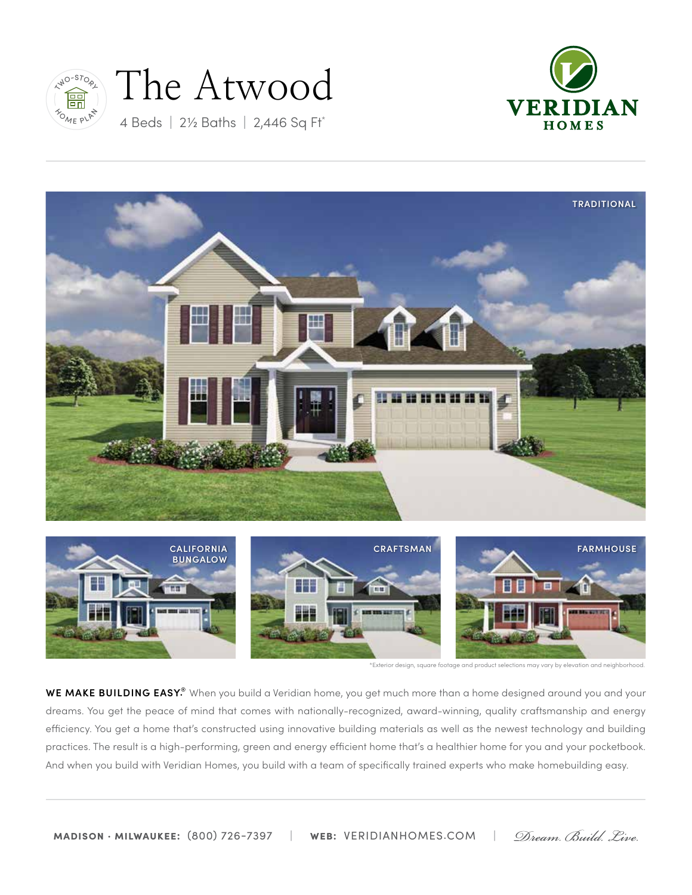TWO-STORY HOME PLAN

# The Atwood

4 Beds | 2½ Baths | 2,446 Sq Ft*

VERIDIAN HOMES

TRADITIONAL

CALIFORNIA BUNGALOW

CRAFTSMAN

FARMHOUSE

*Exterior design, square footage and product selections may vary by elevation and neighborhood.

**WE MAKE BUILDING EASY.®** When you build a Veridian home, you get much more than a home designed around you and your dreams. You get the peace of mind that comes with nationally-recognized, award-winning, quality craftsmanship and energy efficiency. You get a home that's constructed using innovative building materials as well as the newest technology and building practices. The result is a high-performing, green and energy efficient home that's a healthier home for you and your pocketbook. And when you build with Veridian Homes, you build with a team of specifically trained experts who make homebuilding easy.

**MADISON · MILWAUKEE:** (800) 726-7397 | **WEB:** VERIDIANHOMES.COM | *Dream. Build. Live.*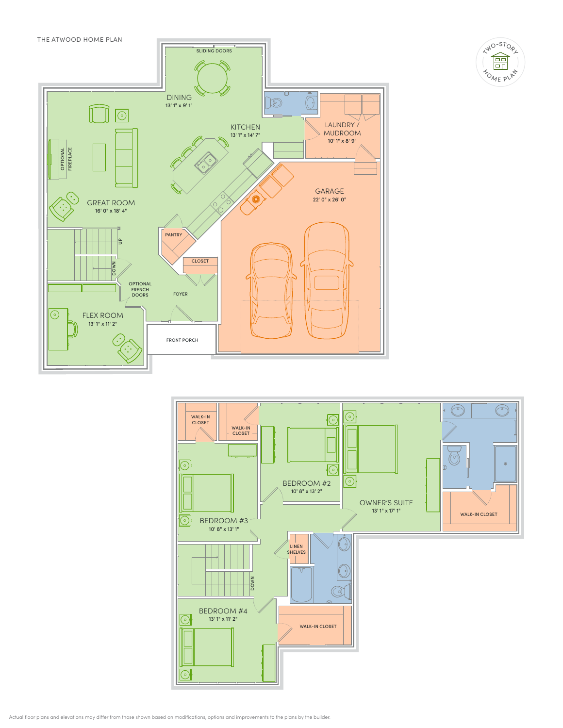THE ATWOOD HOME PLAN

TWO-STORY HOME PLAN

SLIDING DOORS

DINING
13' 1" x 9' 1"

KITCHEN
13' 1" x 14' 7"

LAUNDRY / MUDROOM
10' 1" x 8' 9"

OPTIONAL FIREPLACE

GREAT ROOM
16' 0" x 18' 4"

GARAGE
22' 0" x 26' 0"

PANTRY

UP

DOWN

CLOSET

OPTIONAL FRENCH DOORS

FOYER

FLEX ROOM
13' 1" x 11' 2"

FRONT PORCH

WALK-IN CLOSET

WALK-IN CLOSET

BEDROOM #2
10' 8" x 13' 2"

OWNER'S SUITE
13' 1" x 17' 1"

WALK-IN CLOSET

BEDROOM #3
10' 8" x 13' 1"

LINEN SHELVES

DOWN

BEDROOM #4
13' 1" x 11' 2"

WALK-IN CLOSET

Actual floor plans and elevations may differ from those shown based on modifications, options and improvements to the plans by the builder.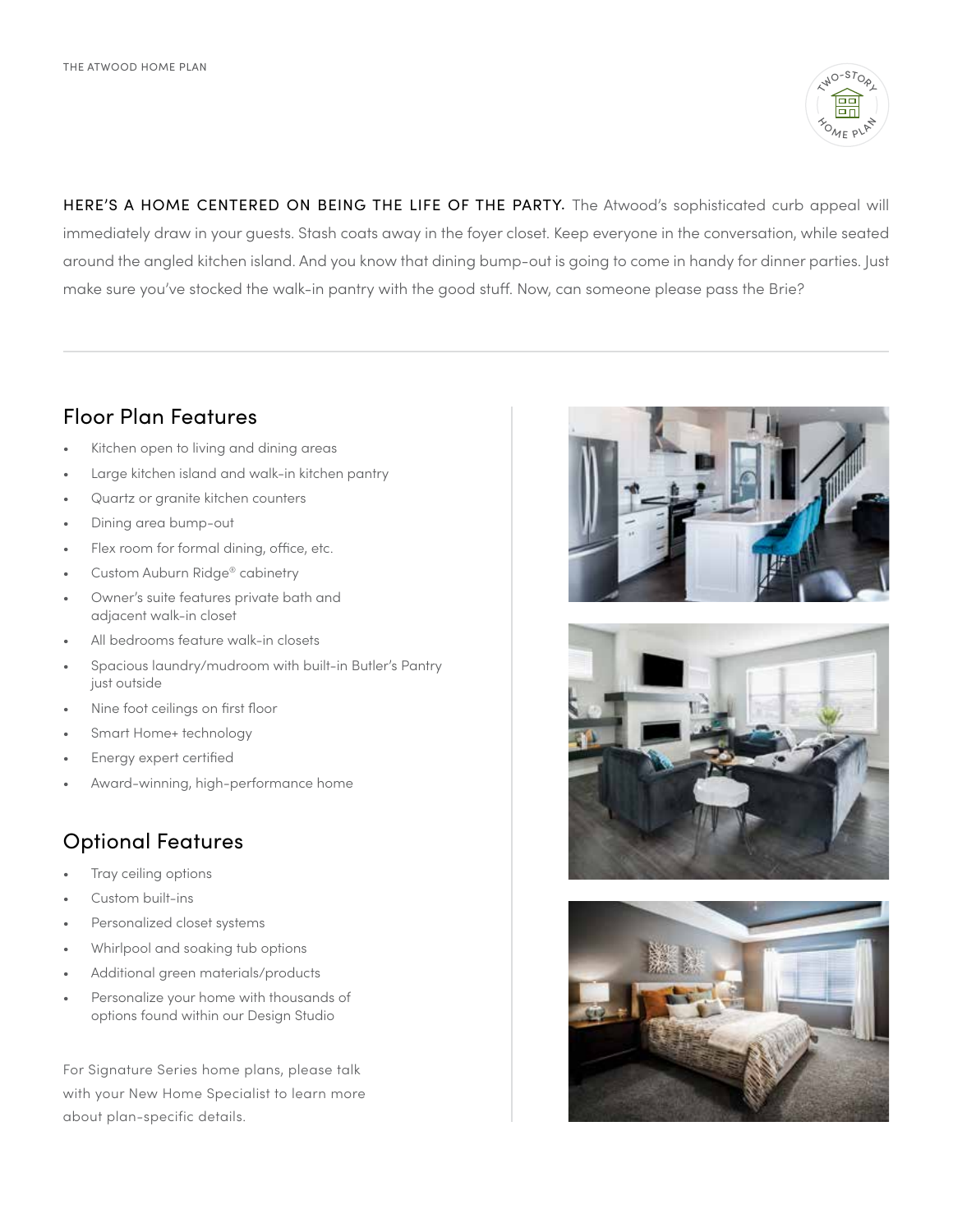HERE'S A HOME CENTERED ON BEING THE LIFE OF THE PARTY. The Atwood's sophisticated curb appeal will immediately draw in your guests. Stash coats away in the foyer closet. Keep everyone in the conversation, while seated around the angled kitchen island. And you know that dining bump-out is going to come in handy for dinner parties. Just make sure you've stocked the walk-in pantry with the good stuff. Now, can someone please pass the Brie?

## Floor Plan Features

- Kitchen open to living and dining areas
- Large kitchen island and walk-in kitchen pantry
- Quartz or granite kitchen counters
- Dining area bump-out
- Flex room for formal dining, office, etc.
- Custom Auburn Ridge® cabinetry
- Owner's suite features private bath and adjacent walk-in closet
- All bedrooms feature walk-in closets
- Spacious laundry/mudroom with built-in Butler's Pantry just outside
- Nine foot ceilings on first floor
- Smart Home+ technology
- Energy expert certified
- Award-winning, high-performance home

## Optional Features

- Tray ceiling options
- Custom built-ins
- Personalized closet systems
- Whirlpool and soaking tub options
- Additional green materials/products
- Personalize your home with thousands of options found within our Design Studio

For Signature Series home plans, please talk with your New Home Specialist to learn more about plan-specific details.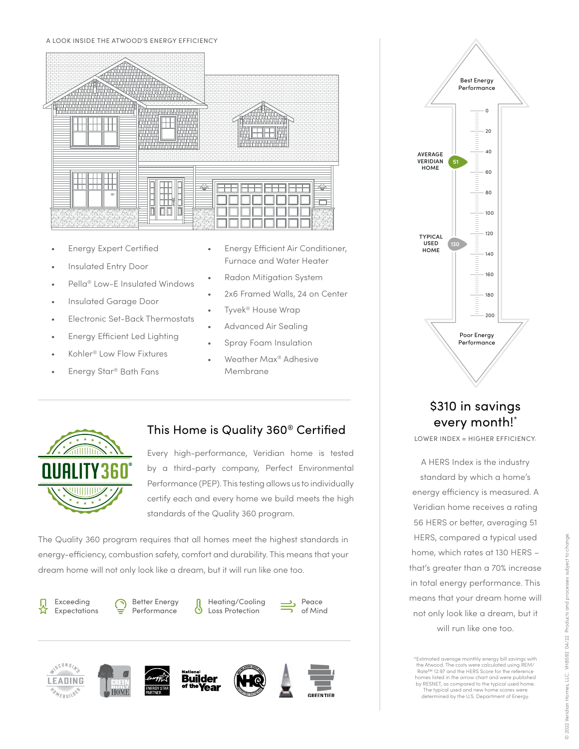A LOOK INSIDE THE ATWOOD'S ENERGY EFFICIENCY

- Energy Expert Certified
- Insulated Entry Door
- Pella® Low-E Insulated Windows
- Insulated Garage Door
- Electronic Set-Back Thermostats
- Energy Efficient Led Lighting
- Kohler® Low Flow Fixtures
- Energy Star® Bath Fans
- Energy Efficient Air Conditioner, Furnace and Water Heater
- Radon Mitigation System
- 2x6 Framed Walls, 24 on Center
- Tyvek® House Wrap
- Advanced Air Sealing
- Spray Foam Insulation
- Weather Max® Adhesive Membrane

## This Home is Quality 360® Certified

QUALITY 360®

Every high-performance, Veridian home is tested by a third-party company, Perfect Environmental Performance (PEP). This testing allows us to individually certify each and every home we build meets the high standards of the Quality 360 program.

The Quality 360 program requires that all homes meet the highest standards in energy-efficiency, combustion safety, comfort and durability. This means that your dream home will not only look like a dream, but it will run like one too.

Exceeding Expectations

Better Energy Performance

Heating/Cooling Loss Protection

Peace of Mind

LEADING HOMEBUILDER · GREEN BUILT HOME · ENERGY STAR PARTNER · National Builder of the Year · NHQ · GREEN TIER

Best Energy Performance

0
20
40
60
80
100
120
140
160
180
200

AVERAGE VERIDIAN HOME 51

TYPICAL USED HOME 130

Poor Energy Performance

## $310 in savings every month!*

LOWER INDEX = HIGHER EFFICIENCY.

A HERS Index is the industry standard by which a home's energy efficiency is measured. A Veridian home receives a rating 56 HERS or better, averaging 51 HERS, compared a typical used home, which rates at 130 HERS – that's greater than a 70% increase in total energy performance. This means that your dream home will not only look like a dream, but it will run like one too.

*Estimated average monthly energy bill savings with the Atwood. The costs were calculated using REM/Rate™ 12.97 and the HERS Score for the reference homes listed in the arrow chart and were published by RESNET, as compared to the typical used home. The typical used and new home scores were determined by the U.S. Department of Energy.

© 2022 Veridian Homes, LLC. VH8592 04/22 Products and processes subject to change.